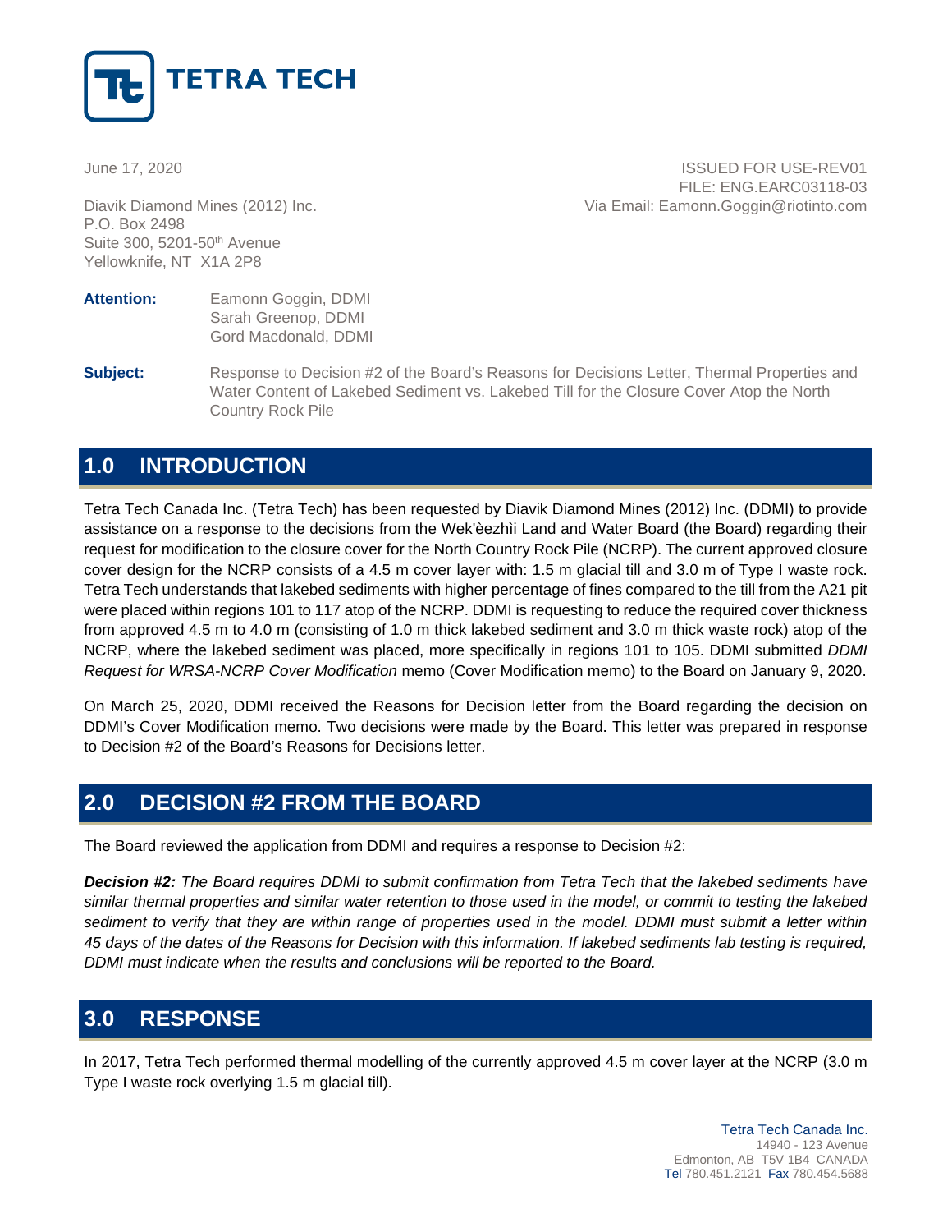June 17, 2020

ISSUED FOR USE-REV01
FILE: ENG.EARC03118-03
Via Email: Eamonn.Goggin@riotinto.com

Diavik Diamond Mines (2012) Inc.
P.O. Box 2498
Suite 300, 5201-50th Avenue
Yellowknife, NT X1A 2P8

**Attention:** Eamonn Goggin, DDMI
Sarah Greenop, DDMI
Gord Macdonald, DDMI

**Subject:** Response to Decision #2 of the Board's Reasons for Decisions Letter, Thermal Properties and Water Content of Lakebed Sediment vs. Lakebed Till for the Closure Cover Atop the North Country Rock Pile

## 1.0 INTRODUCTION

Tetra Tech Canada Inc. (Tetra Tech) has been requested by Diavik Diamond Mines (2012) Inc. (DDMI) to provide assistance on a response to the decisions from the Wek'èezhìi Land and Water Board (the Board) regarding their request for modification to the closure cover for the North Country Rock Pile (NCRP). The current approved closure cover design for the NCRP consists of a 4.5 m cover layer with: 1.5 m glacial till and 3.0 m of Type I waste rock. Tetra Tech understands that lakebed sediments with higher percentage of fines compared to the till from the A21 pit were placed within regions 101 to 117 atop of the NCRP. DDMI is requesting to reduce the required cover thickness from approved 4.5 m to 4.0 m (consisting of 1.0 m thick lakebed sediment and 3.0 m thick waste rock) atop of the NCRP, where the lakebed sediment was placed, more specifically in regions 101 to 105. DDMI submitted *DDMI Request for WRSA-NCRP Cover Modification* memo (Cover Modification memo) to the Board on January 9, 2020.

On March 25, 2020, DDMI received the Reasons for Decision letter from the Board regarding the decision on DDMI's Cover Modification memo. Two decisions were made by the Board. This letter was prepared in response to Decision #2 of the Board's Reasons for Decisions letter.

## 2.0 DECISION #2 FROM THE BOARD

The Board reviewed the application from DDMI and requires a response to Decision #2:

***Decision #2:** The Board requires DDMI to submit confirmation from Tetra Tech that the lakebed sediments have similar thermal properties and similar water retention to those used in the model, or commit to testing the lakebed sediment to verify that they are within range of properties used in the model. DDMI must submit a letter within 45 days of the dates of the Reasons for Decision with this information. If lakebed sediments lab testing is required, DDMI must indicate when the results and conclusions will be reported to the Board.*

## 3.0 RESPONSE

In 2017, Tetra Tech performed thermal modelling of the currently approved 4.5 m cover layer at the NCRP (3.0 m Type I waste rock overlying 1.5 m glacial till).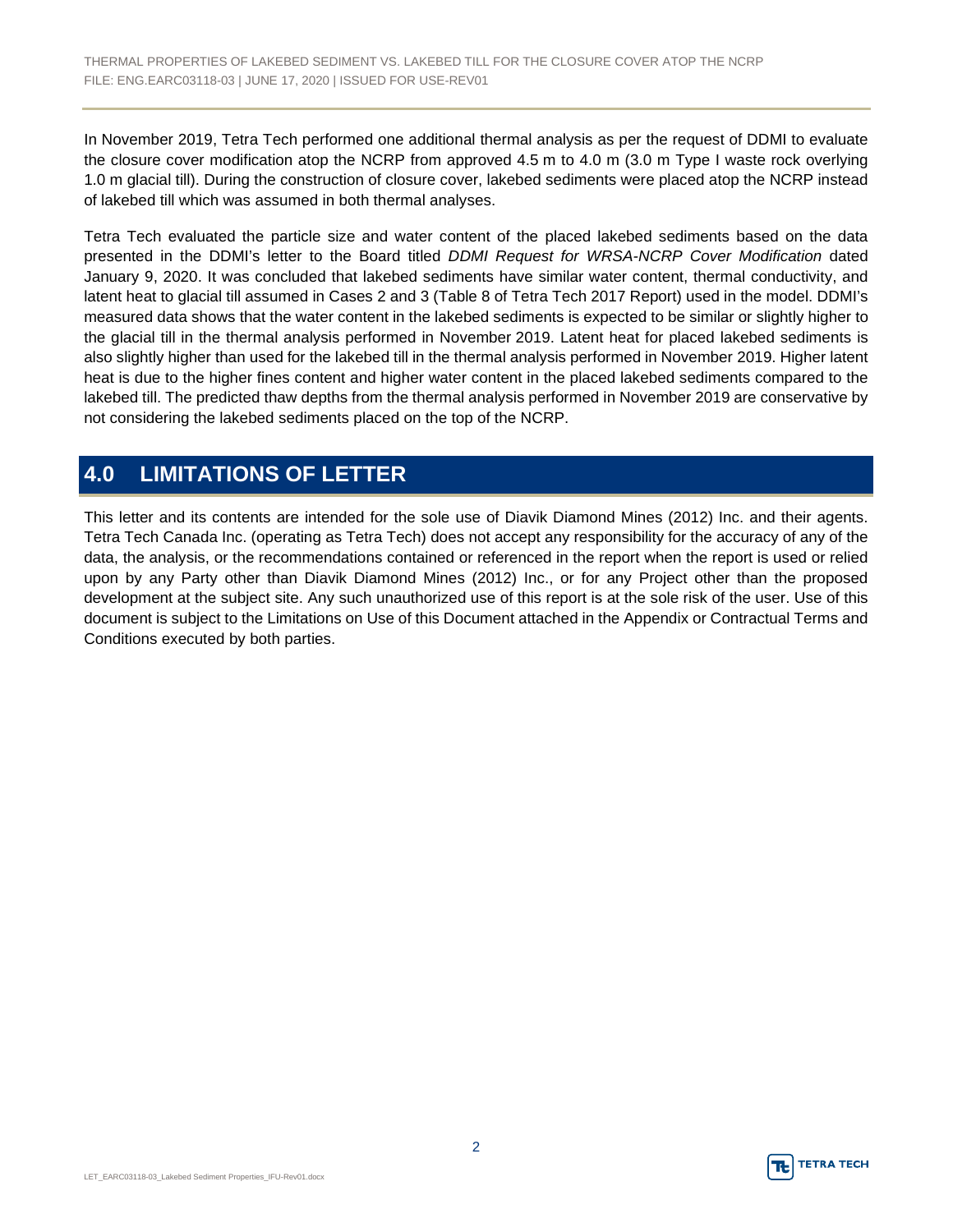In November 2019, Tetra Tech performed one additional thermal analysis as per the request of DDMI to evaluate the closure cover modification atop the NCRP from approved 4.5 m to 4.0 m (3.0 m Type I waste rock overlying 1.0 m glacial till). During the construction of closure cover, lakebed sediments were placed atop the NCRP instead of lakebed till which was assumed in both thermal analyses.

Tetra Tech evaluated the particle size and water content of the placed lakebed sediments based on the data presented in the DDMI's letter to the Board titled *DDMI Request for WRSA-NCRP Cover Modification* dated January 9, 2020. It was concluded that lakebed sediments have similar water content, thermal conductivity, and latent heat to glacial till assumed in Cases 2 and 3 (Table 8 of Tetra Tech 2017 Report) used in the model. DDMI's measured data shows that the water content in the lakebed sediments is expected to be similar or slightly higher to the glacial till in the thermal analysis performed in November 2019. Latent heat for placed lakebed sediments is also slightly higher than used for the lakebed till in the thermal analysis performed in November 2019. Higher latent heat is due to the higher fines content and higher water content in the placed lakebed sediments compared to the lakebed till. The predicted thaw depths from the thermal analysis performed in November 2019 are conservative by not considering the lakebed sediments placed on the top of the NCRP.

## 4.0 LIMITATIONS OF LETTER

This letter and its contents are intended for the sole use of Diavik Diamond Mines (2012) Inc. and their agents. Tetra Tech Canada Inc. (operating as Tetra Tech) does not accept any responsibility for the accuracy of any of the data, the analysis, or the recommendations contained or referenced in the report when the report is used or relied upon by any Party other than Diavik Diamond Mines (2012) Inc., or for any Project other than the proposed development at the subject site. Any such unauthorized use of this report is at the sole risk of the user. Use of this document is subject to the Limitations on Use of this Document attached in the Appendix or Contractual Terms and Conditions executed by both parties.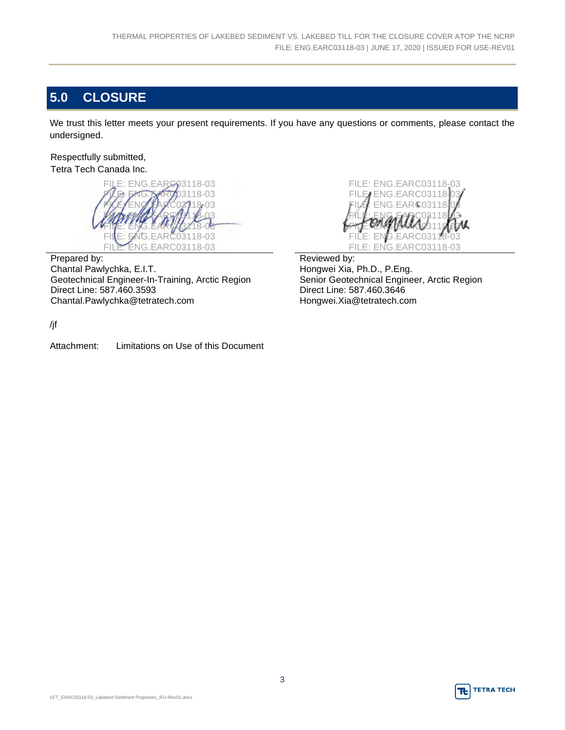## 5.0 CLOSURE

We trust this letter meets your present requirements. If you have any questions or comments, please contact the undersigned.

Respectfully submitted,
Tetra Tech Canada Inc.

FILE: ENG.EARC03118-03
FILE: ENG.EARC03118-03
FILE: ENG.EARC03118-03
FILE: ENG.EARC03118-03
FILE: ENG.EARC03118-03
FILE: ENG.EARC03118-03
FILE: ENG.EARC03118-03

Prepared by:
Chantal Pawlychka, E.I.T.
Geotechnical Engineer-In-Training, Arctic Region
Direct Line: 587.460.3593
Chantal.Pawlychka@tetratech.com

FILE: ENG.EARC03118-03
FILE: ENG.EARC03118-03
FILE: ENG.EARC03118-03
FILE: ENG.EARC03118-03
FILE: ENG.EARC03118-03
FILE: ENG.EARC03118-03
FILE: ENG.EARC03118-03

Reviewed by:
Hongwei Xia, Ph.D., P.Eng.
Senior Geotechnical Engineer, Arctic Region
Direct Line: 587.460.3646
Hongwei.Xia@tetratech.com

/jf

Attachment: Limitations on Use of this Document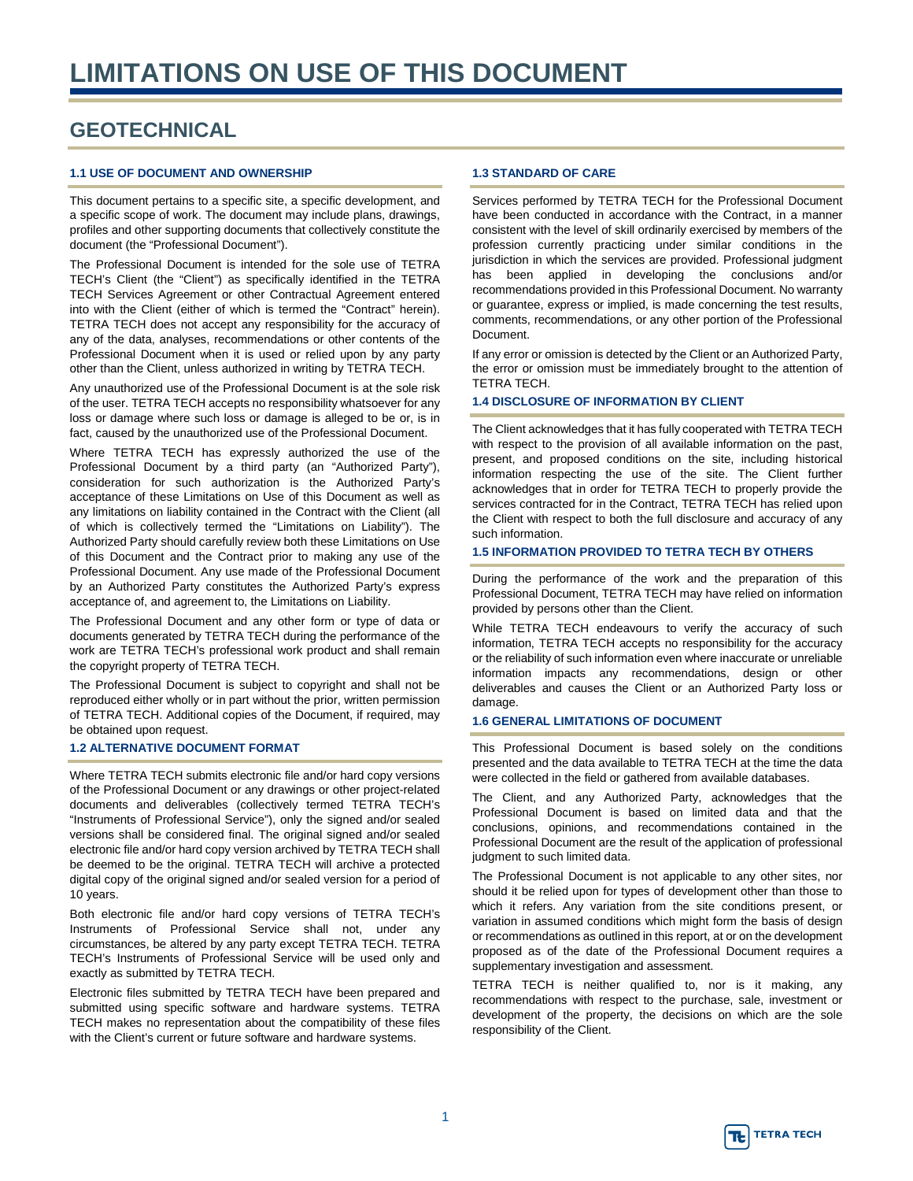# LIMITATIONS ON USE OF THIS DOCUMENT

## GEOTECHNICAL

### 1.1 USE OF DOCUMENT AND OWNERSHIP

This document pertains to a specific site, a specific development, and a specific scope of work. The document may include plans, drawings, profiles and other supporting documents that collectively constitute the document (the "Professional Document").

The Professional Document is intended for the sole use of TETRA TECH's Client (the "Client") as specifically identified in the TETRA TECH Services Agreement or other Contractual Agreement entered into with the Client (either of which is termed the "Contract" herein). TETRA TECH does not accept any responsibility for the accuracy of any of the data, analyses, recommendations or other contents of the Professional Document when it is used or relied upon by any party other than the Client, unless authorized in writing by TETRA TECH.

Any unauthorized use of the Professional Document is at the sole risk of the user. TETRA TECH accepts no responsibility whatsoever for any loss or damage where such loss or damage is alleged to be or, is in fact, caused by the unauthorized use of the Professional Document.

Where TETRA TECH has expressly authorized the use of the Professional Document by a third party (an "Authorized Party"), consideration for such authorization is the Authorized Party's acceptance of these Limitations on Use of this Document as well as any limitations on liability contained in the Contract with the Client (all of which is collectively termed the "Limitations on Liability"). The Authorized Party should carefully review both these Limitations on Use of this Document and the Contract prior to making any use of the Professional Document. Any use made of the Professional Document by an Authorized Party constitutes the Authorized Party's express acceptance of, and agreement to, the Limitations on Liability.

The Professional Document and any other form or type of data or documents generated by TETRA TECH during the performance of the work are TETRA TECH's professional work product and shall remain the copyright property of TETRA TECH.

The Professional Document is subject to copyright and shall not be reproduced either wholly or in part without the prior, written permission of TETRA TECH. Additional copies of the Document, if required, may be obtained upon request.

### 1.2 ALTERNATIVE DOCUMENT FORMAT

Where TETRA TECH submits electronic file and/or hard copy versions of the Professional Document or any drawings or other project-related documents and deliverables (collectively termed TETRA TECH's "Instruments of Professional Service"), only the signed and/or sealed versions shall be considered final. The original signed and/or sealed electronic file and/or hard copy version archived by TETRA TECH shall be deemed to be the original. TETRA TECH will archive a protected digital copy of the original signed and/or sealed version for a period of 10 years.

Both electronic file and/or hard copy versions of TETRA TECH's Instruments of Professional Service shall not, under any circumstances, be altered by any party except TETRA TECH. TETRA TECH's Instruments of Professional Service will be used only and exactly as submitted by TETRA TECH.

Electronic files submitted by TETRA TECH have been prepared and submitted using specific software and hardware systems. TETRA TECH makes no representation about the compatibility of these files with the Client's current or future software and hardware systems.

### 1.3 STANDARD OF CARE

Services performed by TETRA TECH for the Professional Document have been conducted in accordance with the Contract, in a manner consistent with the level of skill ordinarily exercised by members of the profession currently practicing under similar conditions in the jurisdiction in which the services are provided. Professional judgment has been applied in developing the conclusions and/or recommendations provided in this Professional Document. No warranty or guarantee, express or implied, is made concerning the test results, comments, recommendations, or any other portion of the Professional Document.

If any error or omission is detected by the Client or an Authorized Party, the error or omission must be immediately brought to the attention of TETRA TECH.

### 1.4 DISCLOSURE OF INFORMATION BY CLIENT

The Client acknowledges that it has fully cooperated with TETRA TECH with respect to the provision of all available information on the past, present, and proposed conditions on the site, including historical information respecting the use of the site. The Client further acknowledges that in order for TETRA TECH to properly provide the services contracted for in the Contract, TETRA TECH has relied upon the Client with respect to both the full disclosure and accuracy of any such information.

### 1.5 INFORMATION PROVIDED TO TETRA TECH BY OTHERS

During the performance of the work and the preparation of this Professional Document, TETRA TECH may have relied on information provided by persons other than the Client.

While TETRA TECH endeavours to verify the accuracy of such information, TETRA TECH accepts no responsibility for the accuracy or the reliability of such information even where inaccurate or unreliable information impacts any recommendations, design or other deliverables and causes the Client or an Authorized Party loss or damage.

### 1.6 GENERAL LIMITATIONS OF DOCUMENT

This Professional Document is based solely on the conditions presented and the data available to TETRA TECH at the time the data were collected in the field or gathered from available databases.

The Client, and any Authorized Party, acknowledges that the Professional Document is based on limited data and that the conclusions, opinions, and recommendations contained in the Professional Document are the result of the application of professional judgment to such limited data.

The Professional Document is not applicable to any other sites, nor should it be relied upon for types of development other than those to which it refers. Any variation from the site conditions present, or variation in assumed conditions which might form the basis of design or recommendations as outlined in this report, at or on the development proposed as of the date of the Professional Document requires a supplementary investigation and assessment.

TETRA TECH is neither qualified to, nor is it making, any recommendations with respect to the purchase, sale, investment or development of the property, the decisions on which are the sole responsibility of the Client.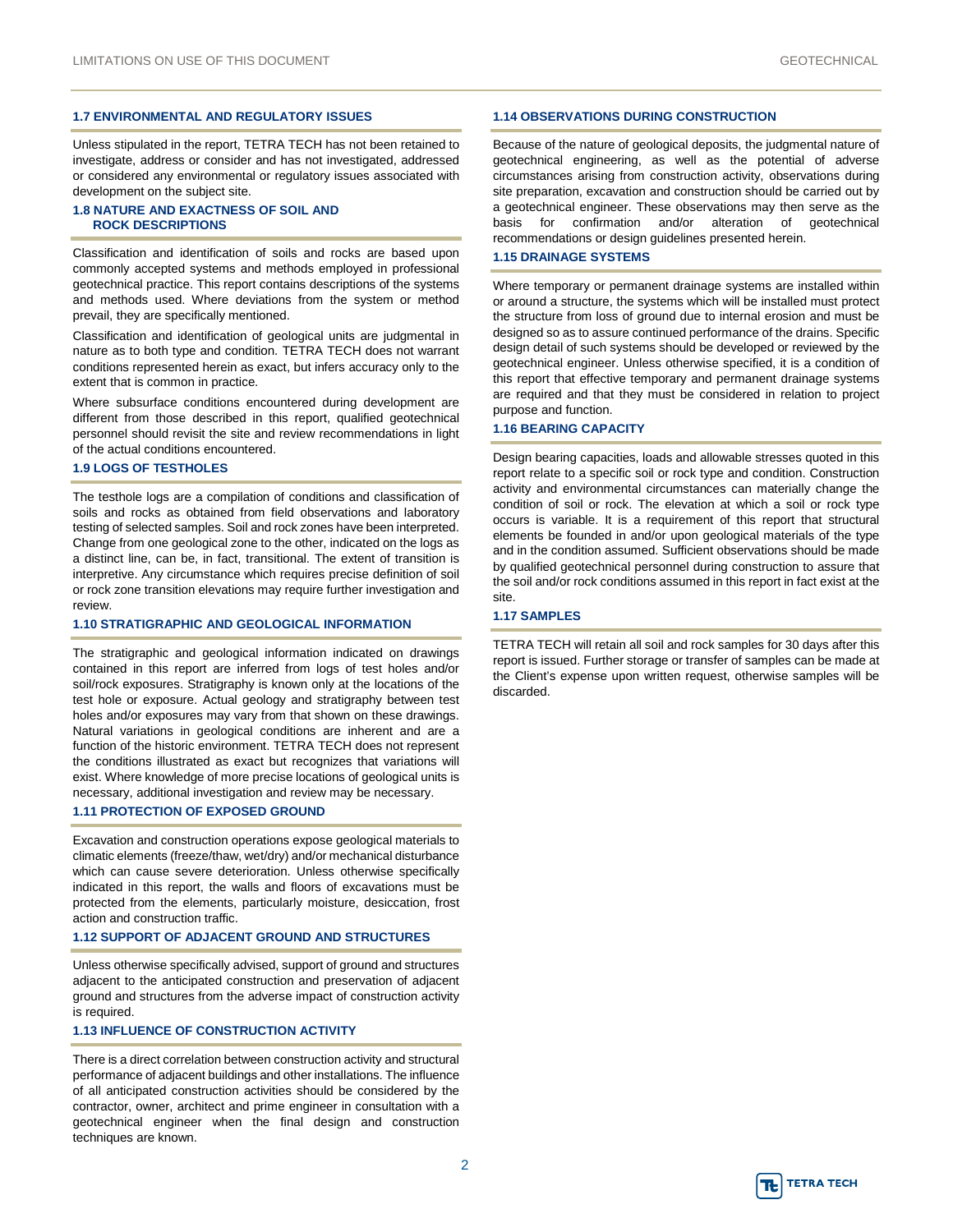### 1.7 ENVIRONMENTAL AND REGULATORY ISSUES

Unless stipulated in the report, TETRA TECH has not been retained to investigate, address or consider and has not investigated, addressed or considered any environmental or regulatory issues associated with development on the subject site.

### 1.8 NATURE AND EXACTNESS OF SOIL AND ROCK DESCRIPTIONS

Classification and identification of soils and rocks are based upon commonly accepted systems and methods employed in professional geotechnical practice. This report contains descriptions of the systems and methods used. Where deviations from the system or method prevail, they are specifically mentioned.

Classification and identification of geological units are judgmental in nature as to both type and condition. TETRA TECH does not warrant conditions represented herein as exact, but infers accuracy only to the extent that is common in practice.

Where subsurface conditions encountered during development are different from those described in this report, qualified geotechnical personnel should revisit the site and review recommendations in light of the actual conditions encountered.

### 1.9 LOGS OF TESTHOLES

The testhole logs are a compilation of conditions and classification of soils and rocks as obtained from field observations and laboratory testing of selected samples. Soil and rock zones have been interpreted. Change from one geological zone to the other, indicated on the logs as a distinct line, can be, in fact, transitional. The extent of transition is interpretive. Any circumstance which requires precise definition of soil or rock zone transition elevations may require further investigation and review.

### 1.10 STRATIGRAPHIC AND GEOLOGICAL INFORMATION

The stratigraphic and geological information indicated on drawings contained in this report are inferred from logs of test holes and/or soil/rock exposures. Stratigraphy is known only at the locations of the test hole or exposure. Actual geology and stratigraphy between test holes and/or exposures may vary from that shown on these drawings. Natural variations in geological conditions are inherent and are a function of the historic environment. TETRA TECH does not represent the conditions illustrated as exact but recognizes that variations will exist. Where knowledge of more precise locations of geological units is necessary, additional investigation and review may be necessary.

### 1.11 PROTECTION OF EXPOSED GROUND

Excavation and construction operations expose geological materials to climatic elements (freeze/thaw, wet/dry) and/or mechanical disturbance which can cause severe deterioration. Unless otherwise specifically indicated in this report, the walls and floors of excavations must be protected from the elements, particularly moisture, desiccation, frost action and construction traffic.

### 1.12 SUPPORT OF ADJACENT GROUND AND STRUCTURES

Unless otherwise specifically advised, support of ground and structures adjacent to the anticipated construction and preservation of adjacent ground and structures from the adverse impact of construction activity is required.

### 1.13 INFLUENCE OF CONSTRUCTION ACTIVITY

There is a direct correlation between construction activity and structural performance of adjacent buildings and other installations. The influence of all anticipated construction activities should be considered by the contractor, owner, architect and prime engineer in consultation with a geotechnical engineer when the final design and construction techniques are known.

### 1.14 OBSERVATIONS DURING CONSTRUCTION

Because of the nature of geological deposits, the judgmental nature of geotechnical engineering, as well as the potential of adverse circumstances arising from construction activity, observations during site preparation, excavation and construction should be carried out by a geotechnical engineer. These observations may then serve as the basis for confirmation and/or alteration of geotechnical recommendations or design guidelines presented herein.

### 1.15 DRAINAGE SYSTEMS

Where temporary or permanent drainage systems are installed within or around a structure, the systems which will be installed must protect the structure from loss of ground due to internal erosion and must be designed so as to assure continued performance of the drains. Specific design detail of such systems should be developed or reviewed by the geotechnical engineer. Unless otherwise specified, it is a condition of this report that effective temporary and permanent drainage systems are required and that they must be considered in relation to project purpose and function.

### 1.16 BEARING CAPACITY

Design bearing capacities, loads and allowable stresses quoted in this report relate to a specific soil or rock type and condition. Construction activity and environmental circumstances can materially change the condition of soil or rock. The elevation at which a soil or rock type occurs is variable. It is a requirement of this report that structural elements be founded in and/or upon geological materials of the type and in the condition assumed. Sufficient observations should be made by qualified geotechnical personnel during construction to assure that the soil and/or rock conditions assumed in this report in fact exist at the site.

### 1.17 SAMPLES

TETRA TECH will retain all soil and rock samples for 30 days after this report is issued. Further storage or transfer of samples can be made at the Client's expense upon written request, otherwise samples will be discarded.